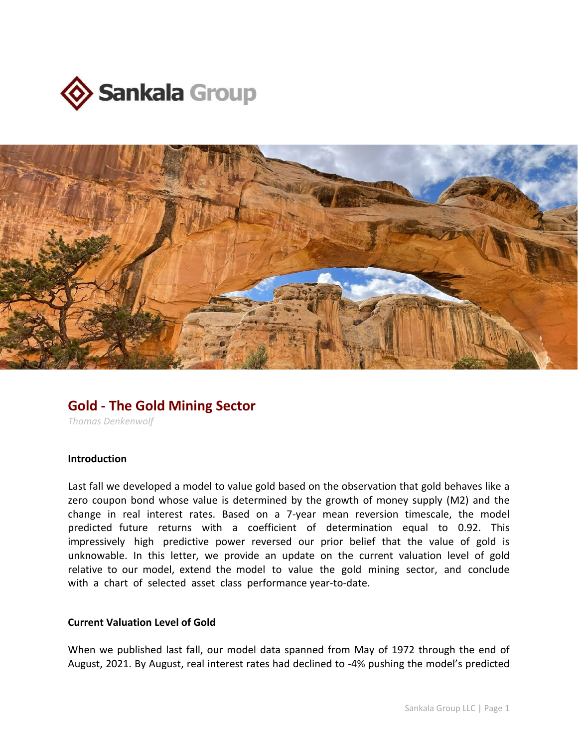# Gold - The Gold Mining Sector

*Thomas Denkenwolf*

**Introduction**

Last fall we developed a model to value gold based on the observation that gold behaves like a zero coupon bond whose value is determined by the growth of money supply (M2) and the change in real interest rates. Based on a 7-year mean reversion timescale, the model predicted future returns with a coefficient of determination equal to 0.92. This impressively high predictive power reversed our prior belief that the value of gold is unknowable. In this letter, we provide an update on the current valuation level of gold relative to our model, extend the model to value the gold mining sector, and conclude with a chart of selected asset class performance year-to-date.

**Current Valuation Level of Gold**

When we published last fall, our model data spanned from May of 1972 through the end of August, 2021. By August, real interest rates had declined to -4% pushing the model's predicted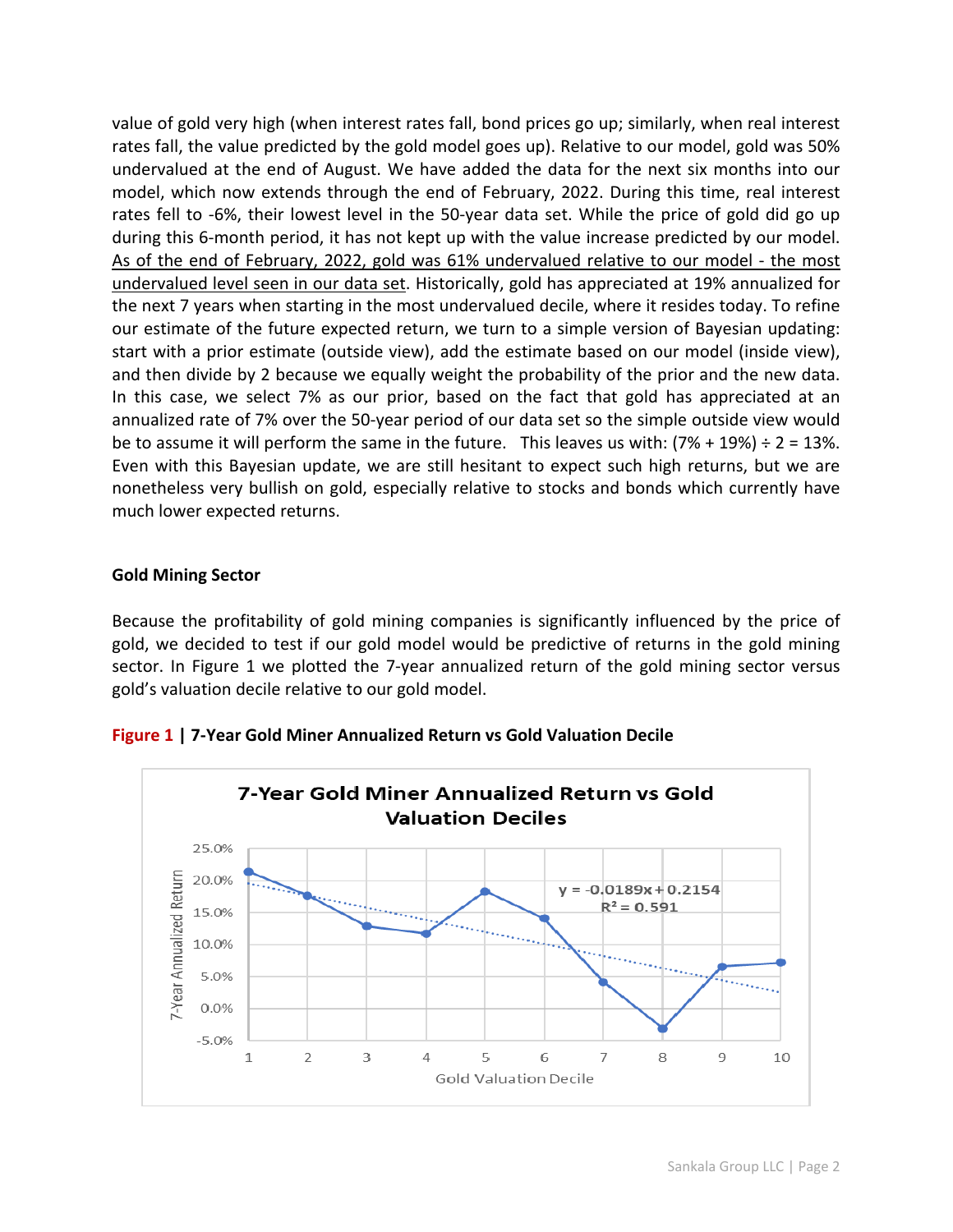value of gold very high (when interest rates fall, bond prices go up; similarly, when real interest rates fall, the value predicted by the gold model goes up). Relative to our model, gold was 50% undervalued at the end of August. We have added the data for the next six months into our model, which now extends through the end of February, 2022. During this time, real interest rates fell to -6%, their lowest level in the 50-year data set. While the price of gold did go up during this 6-month period, it has not kept up with the value increase predicted by our model. <u>As of the end of February, 2022, gold was 61% undervalued relative to our model - the most undervalued level seen in our data set</u>. Historically, gold has appreciated at 19% annualized for the next 7 years when starting in the most undervalued decile, where it resides today. To refine our estimate of the future expected return, we turn to a simple version of Bayesian updating: start with a prior estimate (outside view), add the estimate based on our model (inside view), and then divide by 2 because we equally weight the probability of the prior and the new data. In this case, we select 7% as our prior, based on the fact that gold has appreciated at an annualized rate of 7% over the 50-year period of our data set so the simple outside view would be to assume it will perform the same in the future. This leaves us with: (7% + 19%) ÷ 2 = 13%. Even with this Bayesian update, we are still hesitant to expect such high returns, but we are nonetheless very bullish on gold, especially relative to stocks and bonds which currently have much lower expected returns.

**Gold Mining Sector**

Because the profitability of gold mining companies is significantly influenced by the price of gold, we decided to test if our gold model would be predictive of returns in the gold mining sector. In Figure 1 we plotted the 7-year annualized return of the gold mining sector versus gold's valuation decile relative to our gold model.

**Figure 1 | 7-Year Gold Miner Annualized Return vs Gold Valuation Decile**

7-Year Gold Miner Annualized Return vs Gold Valuation Deciles

$y = -0.0189x + 0.2154$
$R^2 = 0.591$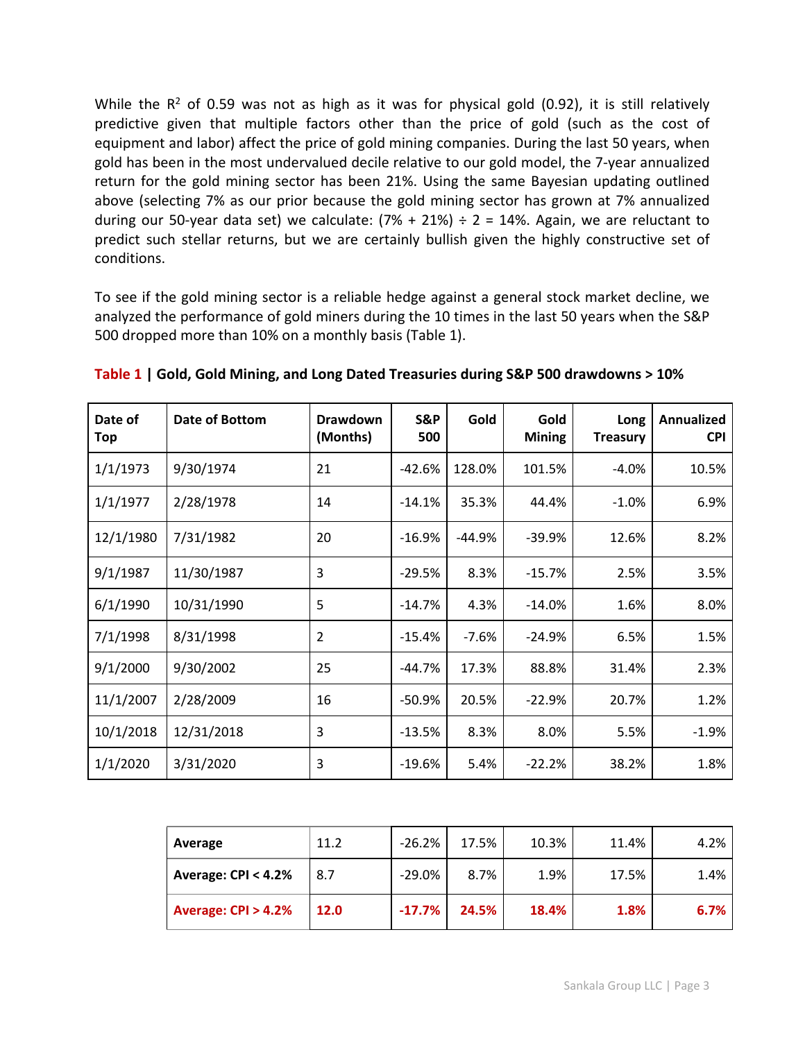While the $R^2$ of 0.59 was not as high as it was for physical gold (0.92), it is still relatively predictive given that multiple factors other than the price of gold (such as the cost of equipment and labor) affect the price of gold mining companies. During the last 50 years, when gold has been in the most undervalued decile relative to our gold model, the 7-year annualized return for the gold mining sector has been 21%. Using the same Bayesian updating outlined above (selecting 7% as our prior because the gold mining sector has grown at 7% annualized during our 50-year data set) we calculate: (7% + 21%) ÷ 2 = 14%. Again, we are reluctant to predict such stellar returns, but we are certainly bullish given the highly constructive set of conditions.

To see if the gold mining sector is a reliable hedge against a general stock market decline, we analyzed the performance of gold miners during the 10 times in the last 50 years when the S&P 500 dropped more than 10% on a monthly basis (Table 1).

**Table 1 | Gold, Gold Mining, and Long Dated Treasuries during S&P 500 drawdowns > 10%**

| Date of Top | Date of Bottom | Drawdown (Months) | S&P 500 | Gold | Gold Mining | Long Treasury | Annualized CPI |
|---|---|---|---|---|---|---|---|
| 1/1/1973 | 9/30/1974 | 21 | -42.6% | 128.0% | 101.5% | -4.0% | 10.5% |
| 1/1/1977 | 2/28/1978 | 14 | -14.1% | 35.3% | 44.4% | -1.0% | 6.9% |
| 12/1/1980 | 7/31/1982 | 20 | -16.9% | -44.9% | -39.9% | 12.6% | 8.2% |
| 9/1/1987 | 11/30/1987 | 3 | -29.5% | 8.3% | -15.7% | 2.5% | 3.5% |
| 6/1/1990 | 10/31/1990 | 5 | -14.7% | 4.3% | -14.0% | 1.6% | 8.0% |
| 7/1/1998 | 8/31/1998 | 2 | -15.4% | -7.6% | -24.9% | 6.5% | 1.5% |
| 9/1/2000 | 9/30/2002 | 25 | -44.7% | 17.3% | 88.8% | 31.4% | 2.3% |
| 11/1/2007 | 2/28/2009 | 16 | -50.9% | 20.5% | -22.9% | 20.7% | 1.2% |
| 10/1/2018 | 12/31/2018 | 3 | -13.5% | 8.3% | 8.0% | 5.5% | -1.9% |
| 1/1/2020 | 3/31/2020 | 3 | -19.6% | 5.4% | -22.2% | 38.2% | 1.8% |

| | Drawdown (Months) | S&P 500 | Gold | Gold Mining | Long Treasury | Annualized CPI |
|---|---|---|---|---|---|---|
| Average | 11.2 | -26.2% | 17.5% | 10.3% | 11.4% | 4.2% |
| Average: CPI < 4.2% | 8.7 | -29.0% | 8.7% | 1.9% | 17.5% | 1.4% |
| **Average: CPI > 4.2%** | **12.0** | **-17.7%** | **24.5%** | **18.4%** | **1.8%** | **6.7%** |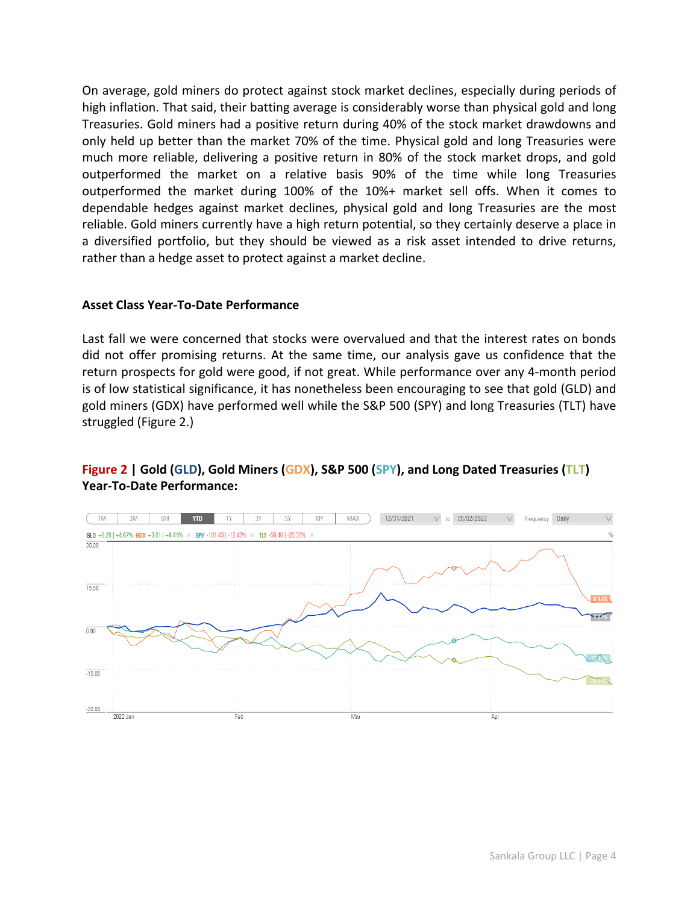On average, gold miners do protect against stock market declines, especially during periods of high inflation. That said, their batting average is considerably worse than physical gold and long Treasuries. Gold miners had a positive return during 40% of the stock market drawdowns and only held up better than the market 70% of the time. Physical gold and long Treasuries were much more reliable, delivering a positive return in 80% of the stock market drops, and gold outperformed the market on a relative basis 90% of the time while long Treasuries outperformed the market during 100% of the 10%+ market sell offs. When it comes to dependable hedges against market declines, physical gold and long Treasuries are the most reliable. Gold miners currently have a high return potential, so they certainly deserve a place in a diversified portfolio, but they should be viewed as a risk asset intended to drive returns, rather than a hedge asset to protect against a market decline.

### Asset Class Year-To-Date Performance

Last fall we were concerned that stocks were overvalued and that the interest rates on bonds did not offer promising returns. At the same time, our analysis gave us confidence that the return prospects for gold were good, if not great. While performance over any 4-month period is of low statistical significance, it has nonetheless been encouraging to see that gold (GLD) and gold miners (GDX) have performed well while the S&P 500 (SPY) and long Treasuries (TLT) have struggled (Figure 2.)

**Figure 2 | Gold (GLD), Gold Miners (GDX), S&P 500 (SPY), and Long Dated Treasuries (TLT) Year-To-Date Performance:**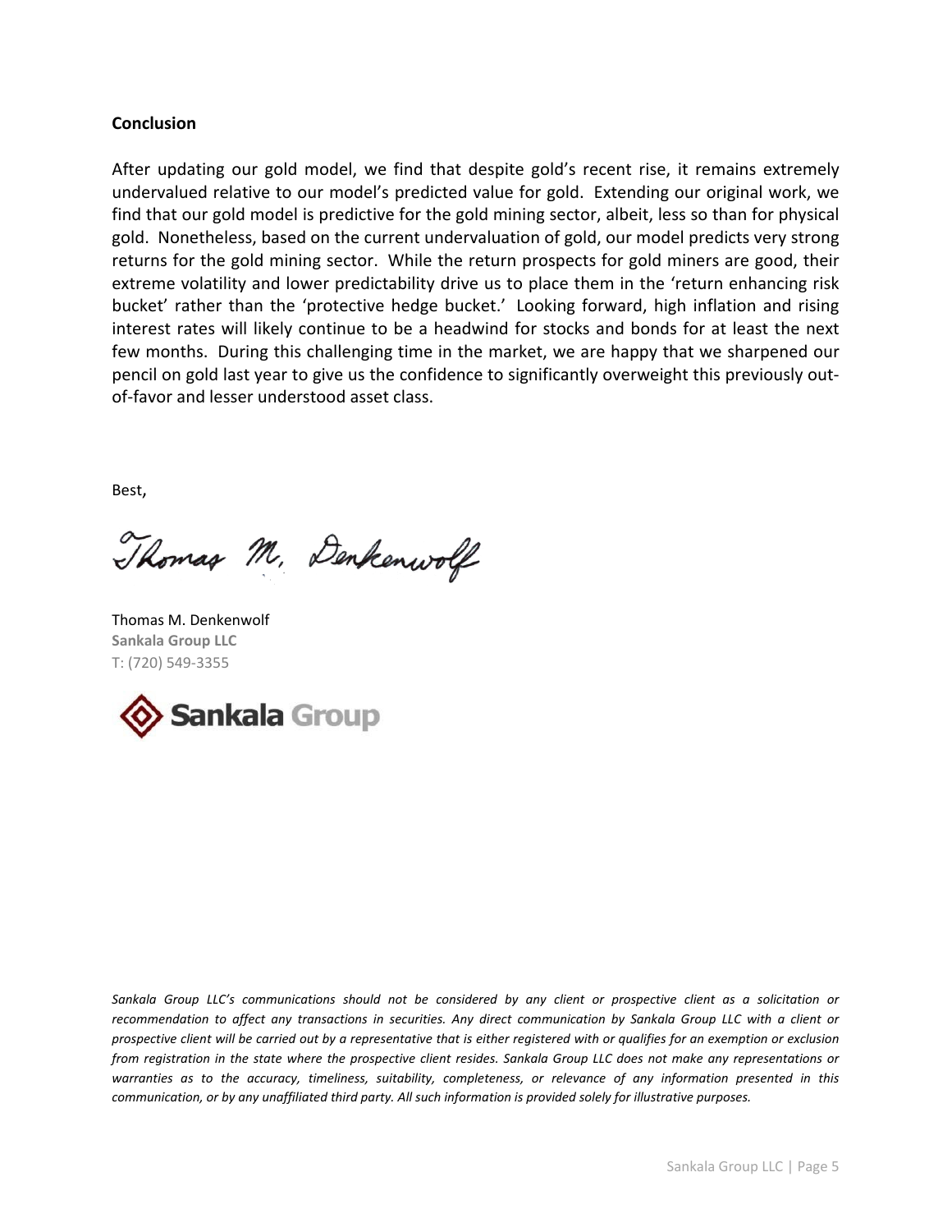**Conclusion**

After updating our gold model, we find that despite gold's recent rise, it remains extremely undervalued relative to our model's predicted value for gold. Extending our original work, we find that our gold model is predictive for the gold mining sector, albeit, less so than for physical gold. Nonetheless, based on the current undervaluation of gold, our model predicts very strong returns for the gold mining sector. While the return prospects for gold miners are good, their extreme volatility and lower predictability drive us to place them in the 'return enhancing risk bucket' rather than the 'protective hedge bucket.' Looking forward, high inflation and rising interest rates will likely continue to be a headwind for stocks and bonds for at least the next few months. During this challenging time in the market, we are happy that we sharpened our pencil on gold last year to give us the confidence to significantly overweight this previously out-of-favor and lesser understood asset class.

Best,

Thomas M. Denkenwolf

Thomas M. Denkenwolf
**Sankala Group LLC**
T: (720) 549-3355

Sankala Group

*Sankala Group LLC's communications should not be considered by any client or prospective client as a solicitation or recommendation to affect any transactions in securities. Any direct communication by Sankala Group LLC with a client or prospective client will be carried out by a representative that is either registered with or qualifies for an exemption or exclusion from registration in the state where the prospective client resides. Sankala Group LLC does not make any representations or warranties as to the accuracy, timeliness, suitability, completeness, or relevance of any information presented in this communication, or by any unaffiliated third party. All such information is provided solely for illustrative purposes.*